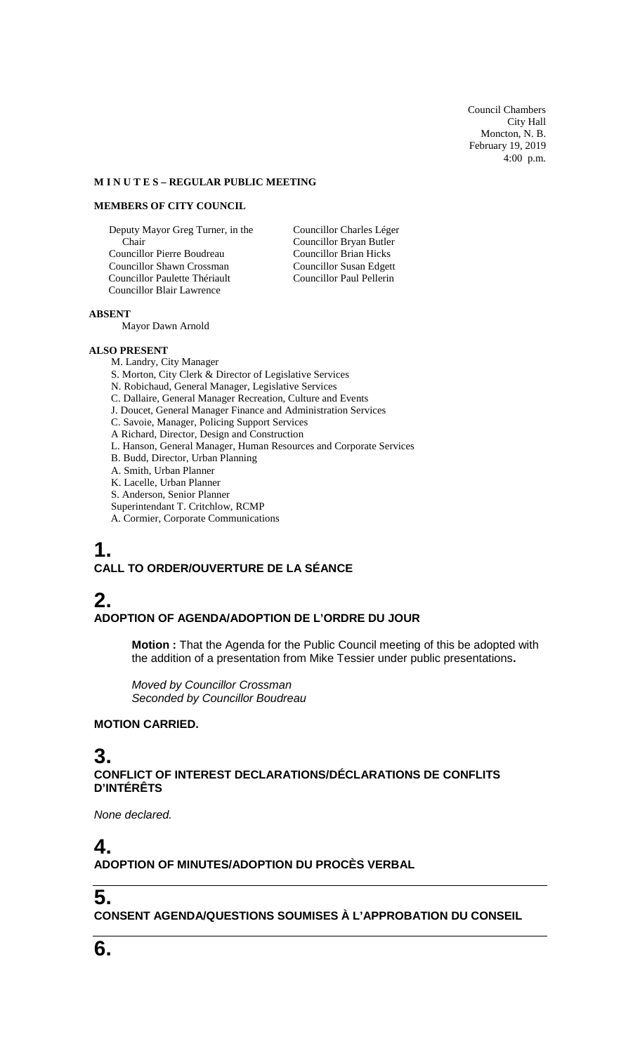Council Chambers
City Hall
Moncton, N. B.
February 19, 2019
4:00 p.m.

**M I N U T E S – REGULAR PUBLIC MEETING**

**MEMBERS OF CITY COUNCIL**

Deputy Mayor Greg Turner, in the Chair
Councillor Pierre Boudreau
Councillor Shawn Crossman
Councillor Paulette Thériault
Councillor Blair Lawrence
Councillor Charles Léger
Councillor Bryan Butler
Councillor Brian Hicks
Councillor Susan Edgett
Councillor Paul Pellerin

**ABSENT**

Mayor Dawn Arnold

**ALSO PRESENT**

M. Landry, City Manager
S. Morton, City Clerk & Director of Legislative Services
N. Robichaud, General Manager, Legislative Services
C. Dallaire, General Manager Recreation, Culture and Events
J. Doucet, General Manager Finance and Administration Services
C. Savoie, Manager, Policing Support Services
A Richard, Director, Design and Construction
L. Hanson, General Manager, Human Resources and Corporate Services
B. Budd, Director, Urban Planning
A. Smith, Urban Planner
K. Lacelle, Urban Planner
S. Anderson, Senior Planner
Superintendant T. Critchlow, RCMP
A. Cormier, Corporate Communications

# 1.
**CALL TO ORDER/OUVERTURE DE LA SÉANCE**

# 2.
**ADOPTION OF AGENDA/ADOPTION DE L'ORDRE DU JOUR**

**Motion :** That the Agenda for the Public Council meeting of this be adopted with the addition of a presentation from Mike Tessier under public presentations**.**

*Moved by Councillor Crossman*
*Seconded by Councillor Boudreau*

**MOTION CARRIED.**

# 3.
**CONFLICT OF INTEREST DECLARATIONS/DÉCLARATIONS DE CONFLITS D'INTÉRÊTS**

*None declared.*

# 4.
**ADOPTION OF MINUTES/ADOPTION DU PROCÈS VERBAL**

# 5.
**CONSENT AGENDA/QUESTIONS SOUMISES À L'APPROBATION DU CONSEIL**

# 6.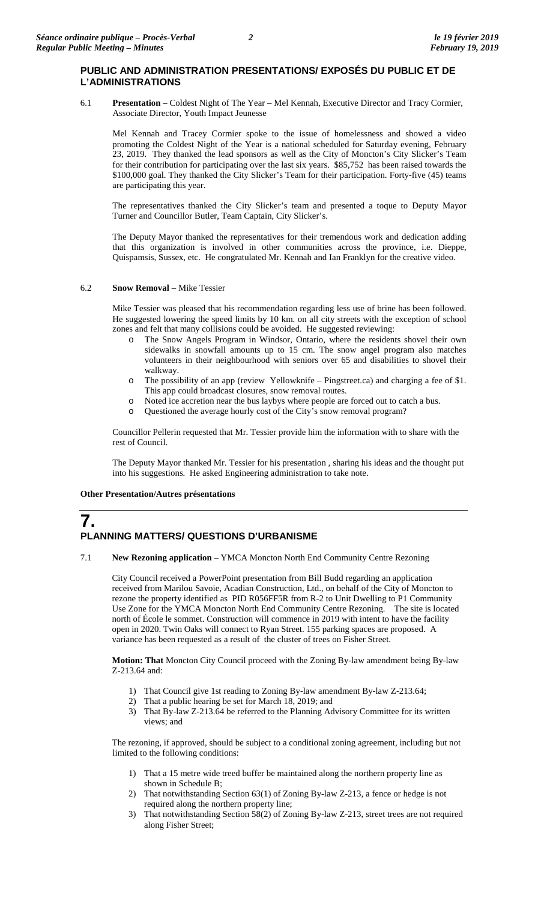## PUBLIC AND ADMINISTRATION PRESENTATIONS/ EXPOSÉS DU PUBLIC ET DE L'ADMINISTRATIONS

6.1 **Presentation** – Coldest Night of The Year – Mel Kennah, Executive Director and Tracy Cormier, Associate Director, Youth Impact Jeunesse

Mel Kennah and Tracey Cormier spoke to the issue of homelessness and showed a video promoting the Coldest Night of the Year is a national scheduled for Saturday evening, February 23, 2019. They thanked the lead sponsors as well as the City of Moncton's City Slicker's Team for their contribution for participating over the last six years. $85,752 has been raised towards the $100,000 goal. They thanked the City Slicker's Team for their participation. Forty-five (45) teams are participating this year.

The representatives thanked the City Slicker's team and presented a toque to Deputy Mayor Turner and Councillor Butler, Team Captain, City Slicker's.

The Deputy Mayor thanked the representatives for their tremendous work and dedication adding that this organization is involved in other communities across the province, i.e. Dieppe, Quispamsis, Sussex, etc. He congratulated Mr. Kennah and Ian Franklyn for the creative video.

6.2 **Snow Removal** – Mike Tessier

Mike Tessier was pleased that his recommendation regarding less use of brine has been followed. He suggested lowering the speed limits by 10 km. on all city streets with the exception of school zones and felt that many collisions could be avoided. He suggested reviewing:

- The Snow Angels Program in Windsor, Ontario, where the residents shovel their own sidewalks in snowfall amounts up to 15 cm. The snow angel program also matches volunteers in their neighbourhood with seniors over 65 and disabilities to shovel their walkway.
- The possibility of an app (review Yellowknife – Pingstreet.ca) and charging a fee of $1. This app could broadcast closures, snow removal routes.
- Noted ice accretion near the bus laybys where people are forced out to catch a bus.
- Questioned the average hourly cost of the City's snow removal program?

Councillor Pellerin requested that Mr. Tessier provide him the information with to share with the rest of Council.

The Deputy Mayor thanked Mr. Tessier for his presentation , sharing his ideas and the thought put into his suggestions. He asked Engineering administration to take note.

**Other Presentation/Autres présentations**

## 7. PLANNING MATTERS/ QUESTIONS D'URBANISME

7.1 **New Rezoning application** – YMCA Moncton North End Community Centre Rezoning

City Council received a PowerPoint presentation from Bill Budd regarding an application received from Marilou Savoie, Acadian Construction, Ltd., on behalf of the City of Moncton to rezone the property identified as PID R056FF5R from R-2 to Unit Dwelling to P1 Community Use Zone for the YMCA Moncton North End Community Centre Rezoning. The site is located north of École le sommet. Construction will commence in 2019 with intent to have the facility open in 2020. Twin Oaks will connect to Ryan Street. 155 parking spaces are proposed. A variance has been requested as a result of the cluster of trees on Fisher Street.

**Motion: That** Moncton City Council proceed with the Zoning By-law amendment being By-law Z-213.64 and:

1) That Council give 1st reading to Zoning By-law amendment By-law Z-213.64;
2) That a public hearing be set for March 18, 2019; and
3) That By-law Z-213.64 be referred to the Planning Advisory Committee for its written views; and

The rezoning, if approved, should be subject to a conditional zoning agreement, including but not limited to the following conditions:

1) That a 15 metre wide treed buffer be maintained along the northern property line as shown in Schedule B;
2) That notwithstanding Section 63(1) of Zoning By-law Z-213, a fence or hedge is not required along the northern property line;
3) That notwithstanding Section 58(2) of Zoning By-law Z-213, street trees are not required along Fisher Street;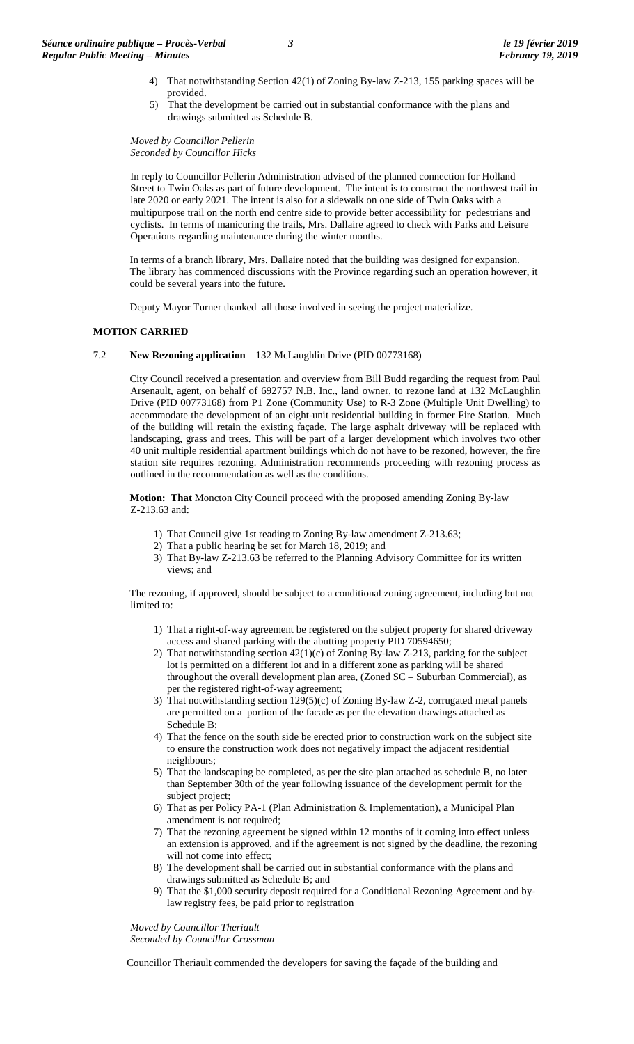4) That notwithstanding Section 42(1) of Zoning By-law Z-213, 155 parking spaces will be provided.
5) That the development be carried out in substantial conformance with the plans and drawings submitted as Schedule B.

*Moved by Councillor Pellerin*
*Seconded by Councillor Hicks*

In reply to Councillor Pellerin Administration advised of the planned connection for Holland Street to Twin Oaks as part of future development. The intent is to construct the northwest trail in late 2020 or early 2021. The intent is also for a sidewalk on one side of Twin Oaks with a multipurpose trail on the north end centre side to provide better accessibility for pedestrians and cyclists. In terms of manicuring the trails, Mrs. Dallaire agreed to check with Parks and Leisure Operations regarding maintenance during the winter months.

In terms of a branch library, Mrs. Dallaire noted that the building was designed for expansion. The library has commenced discussions with the Province regarding such an operation however, it could be several years into the future.

Deputy Mayor Turner thanked all those involved in seeing the project materialize.

**MOTION CARRIED**

7.2 **New Rezoning application** – 132 McLaughlin Drive (PID 00773168)

City Council received a presentation and overview from Bill Budd regarding the request from Paul Arsenault, agent, on behalf of 692757 N.B. Inc., land owner, to rezone land at 132 McLaughlin Drive (PID 00773168) from P1 Zone (Community Use) to R-3 Zone (Multiple Unit Dwelling) to accommodate the development of an eight-unit residential building in former Fire Station. Much of the building will retain the existing façade. The large asphalt driveway will be replaced with landscaping, grass and trees. This will be part of a larger development which involves two other 40 unit multiple residential apartment buildings which do not have to be rezoned, however, the fire station site requires rezoning. Administration recommends proceeding with rezoning process as outlined in the recommendation as well as the conditions.

**Motion: That** Moncton City Council proceed with the proposed amending Zoning By-law Z-213.63 and:

1) That Council give 1st reading to Zoning By-law amendment Z-213.63;
2) That a public hearing be set for March 18, 2019; and
3) That By-law Z-213.63 be referred to the Planning Advisory Committee for its written views; and

The rezoning, if approved, should be subject to a conditional zoning agreement, including but not limited to:

1) That a right-of-way agreement be registered on the subject property for shared driveway access and shared parking with the abutting property PID 70594650;
2) That notwithstanding section 42(1)(c) of Zoning By-law Z-213, parking for the subject lot is permitted on a different lot and in a different zone as parking will be shared throughout the overall development plan area, (Zoned SC – Suburban Commercial), as per the registered right-of-way agreement;
3) That notwithstanding section 129(5)(c) of Zoning By-law Z-2, corrugated metal panels are permitted on a portion of the facade as per the elevation drawings attached as Schedule B;
4) That the fence on the south side be erected prior to construction work on the subject site to ensure the construction work does not negatively impact the adjacent residential neighbours;
5) That the landscaping be completed, as per the site plan attached as schedule B, no later than September 30th of the year following issuance of the development permit for the subject project;
6) That as per Policy PA-1 (Plan Administration & Implementation), a Municipal Plan amendment is not required;
7) That the rezoning agreement be signed within 12 months of it coming into effect unless an extension is approved, and if the agreement is not signed by the deadline, the rezoning will not come into effect;
8) The development shall be carried out in substantial conformance with the plans and drawings submitted as Schedule B; and
9) That the $1,000 security deposit required for a Conditional Rezoning Agreement and by-law registry fees, be paid prior to registration

*Moved by Councillor Theriault*
*Seconded by Councillor Crossman*

Councillor Theriault commended the developers for saving the façade of the building and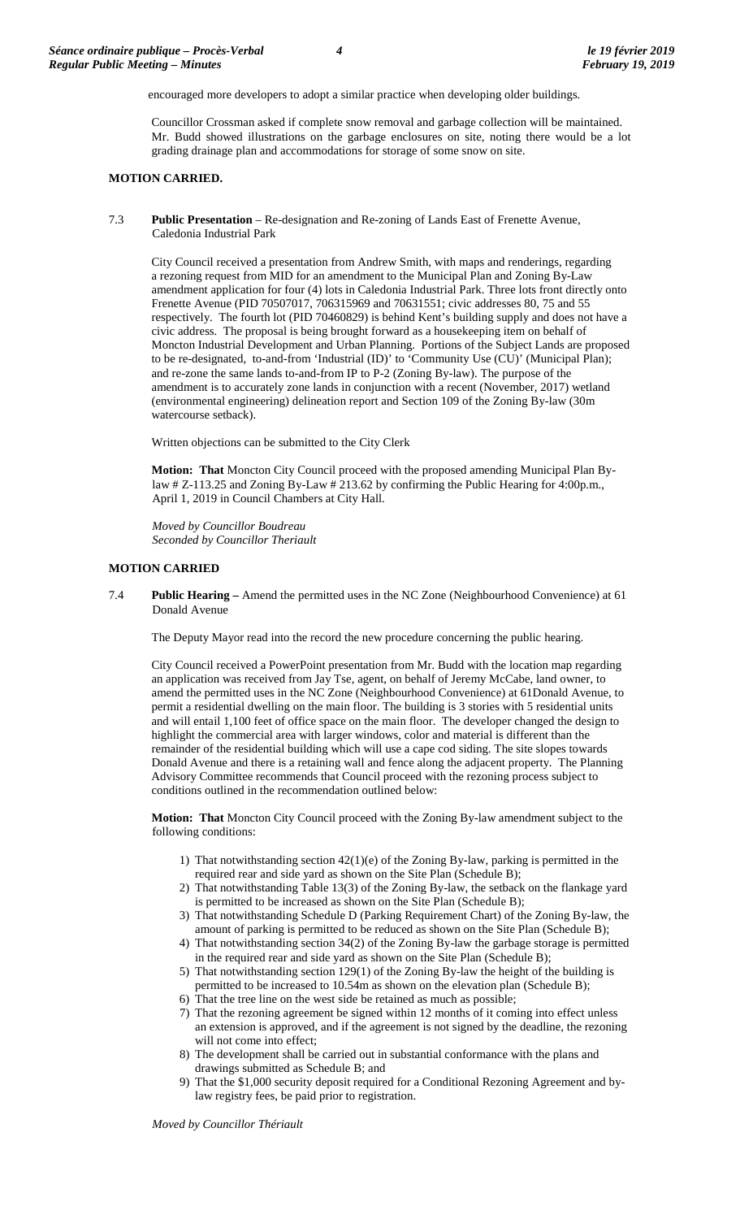encouraged more developers to adopt a similar practice when developing older buildings.

Councillor Crossman asked if complete snow removal and garbage collection will be maintained. Mr. Budd showed illustrations on the garbage enclosures on site, noting there would be a lot grading drainage plan and accommodations for storage of some snow on site.

**MOTION CARRIED.**

7.3 **Public Presentation** – Re-designation and Re-zoning of Lands East of Frenette Avenue, Caledonia Industrial Park

City Council received a presentation from Andrew Smith, with maps and renderings, regarding a rezoning request from MID for an amendment to the Municipal Plan and Zoning By-Law amendment application for four (4) lots in Caledonia Industrial Park. Three lots front directly onto Frenette Avenue (PID 70507017, 706315969 and 70631551; civic addresses 80, 75 and 55 respectively. The fourth lot (PID 70460829) is behind Kent's building supply and does not have a civic address. The proposal is being brought forward as a housekeeping item on behalf of Moncton Industrial Development and Urban Planning. Portions of the Subject Lands are proposed to be re-designated, to-and-from 'Industrial (ID)' to 'Community Use (CU)' (Municipal Plan); and re-zone the same lands to-and-from IP to P-2 (Zoning By-law). The purpose of the amendment is to accurately zone lands in conjunction with a recent (November, 2017) wetland (environmental engineering) delineation report and Section 109 of the Zoning By-law (30m watercourse setback).

Written objections can be submitted to the City Clerk

**Motion: That** Moncton City Council proceed with the proposed amending Municipal Plan By-law # Z-113.25 and Zoning By-Law # 213.62 by confirming the Public Hearing for 4:00p.m., April 1, 2019 in Council Chambers at City Hall.

*Moved by Councillor Boudreau*
*Seconded by Councillor Theriault*

**MOTION CARRIED**

7.4 **Public Hearing –** Amend the permitted uses in the NC Zone (Neighbourhood Convenience) at 61 Donald Avenue

The Deputy Mayor read into the record the new procedure concerning the public hearing.

City Council received a PowerPoint presentation from Mr. Budd with the location map regarding an application was received from Jay Tse, agent, on behalf of Jeremy McCabe, land owner, to amend the permitted uses in the NC Zone (Neighbourhood Convenience) at 61Donald Avenue, to permit a residential dwelling on the main floor. The building is 3 stories with 5 residential units and will entail 1,100 feet of office space on the main floor. The developer changed the design to highlight the commercial area with larger windows, color and material is different than the remainder of the residential building which will use a cape cod siding. The site slopes towards Donald Avenue and there is a retaining wall and fence along the adjacent property. The Planning Advisory Committee recommends that Council proceed with the rezoning process subject to conditions outlined in the recommendation outlined below:

**Motion: That** Moncton City Council proceed with the Zoning By-law amendment subject to the following conditions:

1) That notwithstanding section 42(1)(e) of the Zoning By-law, parking is permitted in the required rear and side yard as shown on the Site Plan (Schedule B);
2) That notwithstanding Table 13(3) of the Zoning By-law, the setback on the flankage yard is permitted to be increased as shown on the Site Plan (Schedule B);
3) That notwithstanding Schedule D (Parking Requirement Chart) of the Zoning By-law, the amount of parking is permitted to be reduced as shown on the Site Plan (Schedule B);
4) That notwithstanding section 34(2) of the Zoning By-law the garbage storage is permitted in the required rear and side yard as shown on the Site Plan (Schedule B);
5) That notwithstanding section 129(1) of the Zoning By-law the height of the building is permitted to be increased to 10.54m as shown on the elevation plan (Schedule B);
6) That the tree line on the west side be retained as much as possible;
7) That the rezoning agreement be signed within 12 months of it coming into effect unless an extension is approved, and if the agreement is not signed by the deadline, the rezoning will not come into effect;
8) The development shall be carried out in substantial conformance with the plans and drawings submitted as Schedule B; and
9) That the $1,000 security deposit required for a Conditional Rezoning Agreement and by-law registry fees, be paid prior to registration.

*Moved by Councillor Thériault*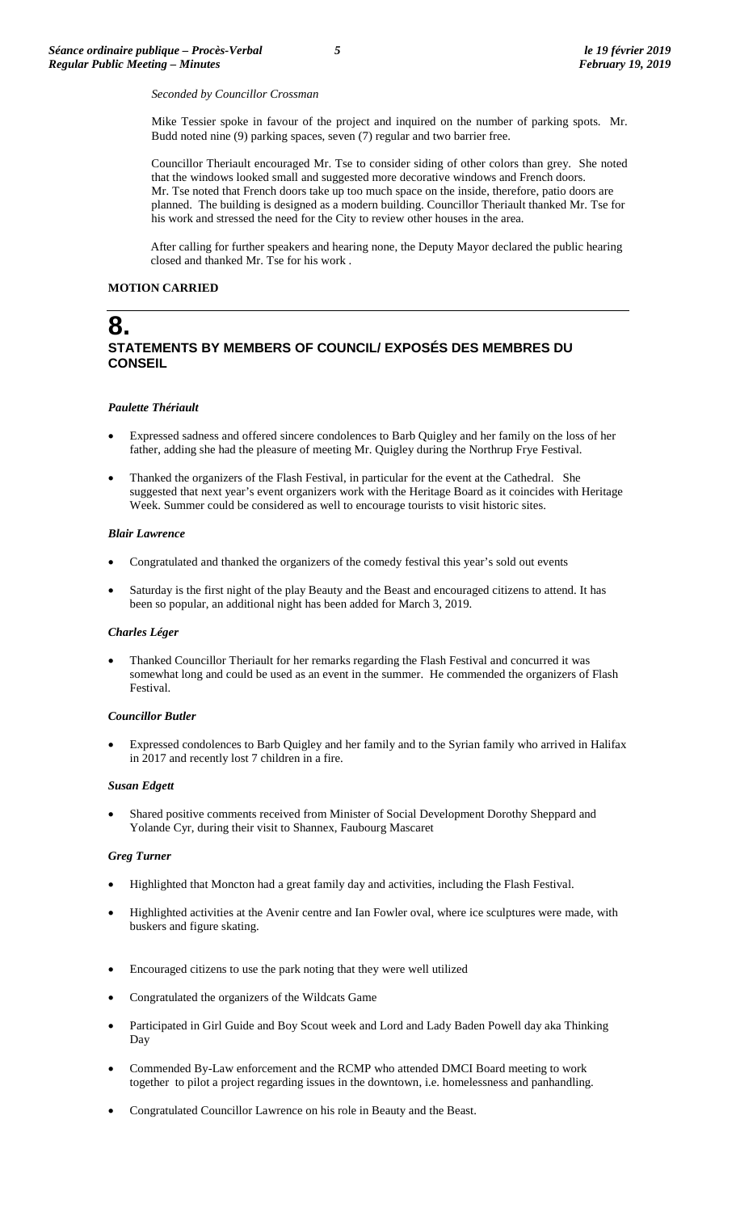*Seconded by Councillor Crossman*

Mike Tessier spoke in favour of the project and inquired on the number of parking spots. Mr. Budd noted nine (9) parking spaces, seven (7) regular and two barrier free.

Councillor Theriault encouraged Mr. Tse to consider siding of other colors than grey. She noted that the windows looked small and suggested more decorative windows and French doors. Mr. Tse noted that French doors take up too much space on the inside, therefore, patio doors are planned. The building is designed as a modern building. Councillor Theriault thanked Mr. Tse for his work and stressed the need for the City to review other houses in the area.

After calling for further speakers and hearing none, the Deputy Mayor declared the public hearing closed and thanked Mr. Tse for his work .

**MOTION CARRIED**

# 8.

## STATEMENTS BY MEMBERS OF COUNCIL/ EXPOSÉS DES MEMBRES DU CONSEIL

***Paulette Thériault***

- Expressed sadness and offered sincere condolences to Barb Quigley and her family on the loss of her father, adding she had the pleasure of meeting Mr. Quigley during the Northrup Frye Festival.
- Thanked the organizers of the Flash Festival, in particular for the event at the Cathedral. She suggested that next year's event organizers work with the Heritage Board as it coincides with Heritage Week. Summer could be considered as well to encourage tourists to visit historic sites.

***Blair Lawrence***

- Congratulated and thanked the organizers of the comedy festival this year's sold out events
- Saturday is the first night of the play Beauty and the Beast and encouraged citizens to attend. It has been so popular, an additional night has been added for March 3, 2019.

***Charles Léger***

- Thanked Councillor Theriault for her remarks regarding the Flash Festival and concurred it was somewhat long and could be used as an event in the summer. He commended the organizers of Flash Festival.

***Councillor Butler***

- Expressed condolences to Barb Quigley and her family and to the Syrian family who arrived in Halifax in 2017 and recently lost 7 children in a fire.

***Susan Edgett***

- Shared positive comments received from Minister of Social Development Dorothy Sheppard and Yolande Cyr, during their visit to Shannex, Faubourg Mascaret

***Greg Turner***

- Highlighted that Moncton had a great family day and activities, including the Flash Festival.
- Highlighted activities at the Avenir centre and Ian Fowler oval, where ice sculptures were made, with buskers and figure skating.
- Encouraged citizens to use the park noting that they were well utilized
- Congratulated the organizers of the Wildcats Game
- Participated in Girl Guide and Boy Scout week and Lord and Lady Baden Powell day aka Thinking Day
- Commended By-Law enforcement and the RCMP who attended DMCI Board meeting to work together to pilot a project regarding issues in the downtown, i.e. homelessness and panhandling.
- Congratulated Councillor Lawrence on his role in Beauty and the Beast.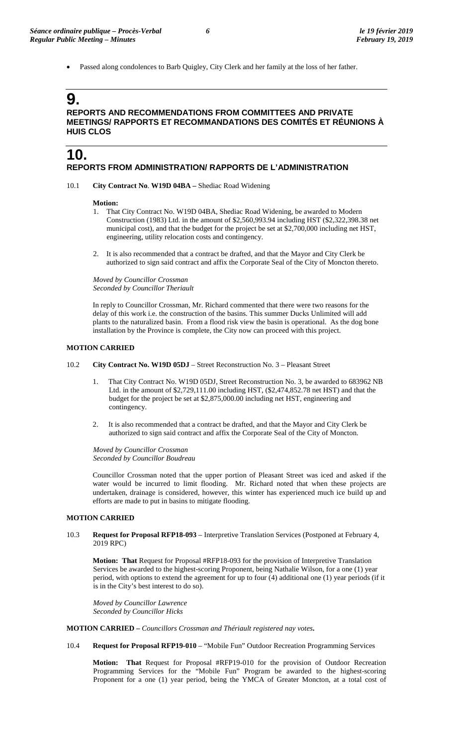- Passed along condolences to Barb Quigley, City Clerk and her family at the loss of her father.

# 9.

## REPORTS AND RECOMMENDATIONS FROM COMMITTEES AND PRIVATE MEETINGS/ RAPPORTS ET RECOMMANDATIONS DES COMITÉS ET RÉUNIONS À HUIS CLOS

# 10.

## REPORTS FROM ADMINISTRATION/ RAPPORTS DE L'ADMINISTRATION

10.1 **City Contract No**. **W19D 04BA –** Shediac Road Widening

**Motion:**

1. That City Contract No. W19D 04BA, Shediac Road Widening, be awarded to Modern Construction (1983) Ltd. in the amount of $2,560,993.94 including HST ($2,322,398.38 net municipal cost), and that the budget for the project be set at $2,700,000 including net HST, engineering, utility relocation costs and contingency.

2. It is also recommended that a contract be drafted, and that the Mayor and City Clerk be authorized to sign said contract and affix the Corporate Seal of the City of Moncton thereto.

*Moved by Councillor Crossman*
*Seconded by Councillor Theriault*

In reply to Councillor Crossman, Mr. Richard commented that there were two reasons for the delay of this work i.e. the construction of the basins. This summer Ducks Unlimited will add plants to the naturalized basin. From a flood risk view the basin is operational. As the dog bone installation by the Province is complete, the City now can proceed with this project.

**MOTION CARRIED**

10.2 **City Contract No. W19D 05DJ** – Street Reconstruction No. 3 – Pleasant Street

1. That City Contract No. W19D 05DJ, Street Reconstruction No. 3, be awarded to 683962 NB Ltd. in the amount of $2,729,111.00 including HST, ($2,474,852.78 net HST) and that the budget for the project be set at $2,875,000.00 including net HST, engineering and contingency.

2. It is also recommended that a contract be drafted, and that the Mayor and City Clerk be authorized to sign said contract and affix the Corporate Seal of the City of Moncton.

*Moved by Councillor Crossman*
*Seconded by Councillor Boudreau*

Councillor Crossman noted that the upper portion of Pleasant Street was iced and asked if the water would be incurred to limit flooding. Mr. Richard noted that when these projects are undertaken, drainage is considered, however, this winter has experienced much ice build up and efforts are made to put in basins to mitigate flooding.

**MOTION CARRIED**

10.3 **Request for Proposal RFP18-093** – Interpretive Translation Services (Postponed at February 4, 2019 RPC)

**Motion: That** Request for Proposal #RFP18-093 for the provision of Interpretive Translation Services be awarded to the highest-scoring Proponent, being Nathalie Wilson, for a one (1) year period, with options to extend the agreement for up to four (4) additional one (1) year periods (if it is in the City's best interest to do so).

*Moved by Councillor Lawrence*
*Seconded by Councillor Hicks*

**MOTION CARRIED –** *Councillors Crossman and Thériault registered nay votes***.**

10.4 **Request for Proposal RFP19-010** – "Mobile Fun" Outdoor Recreation Programming Services

**Motion: That** Request for Proposal #RFP19-010 for the provision of Outdoor Recreation Programming Services for the "Mobile Fun" Program be awarded to the highest-scoring Proponent for a one (1) year period, being the YMCA of Greater Moncton, at a total cost of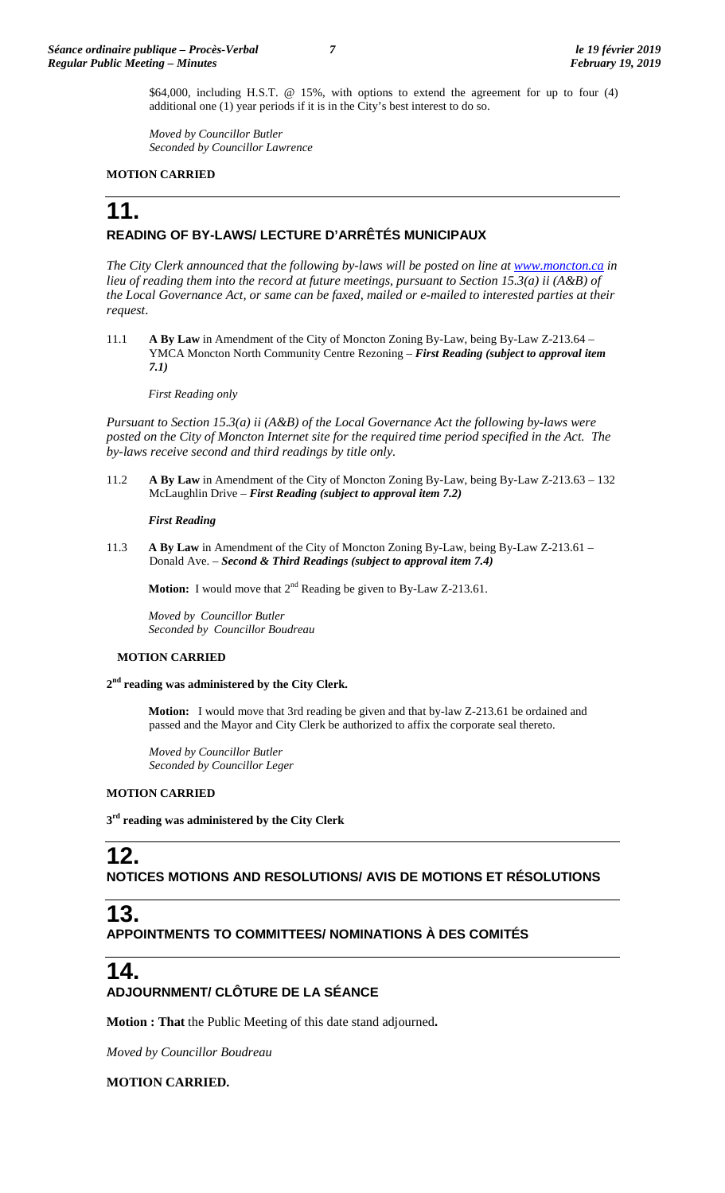$64,000, including H.S.T. @ 15%, with options to extend the agreement for up to four (4) additional one (1) year periods if it is in the City's best interest to do so.

*Moved by Councillor Butler*
*Seconded by Councillor Lawrence*

**MOTION CARRIED**

# 11.
## READING OF BY-LAWS/ LECTURE D'ARRÊTÉS MUNICIPAUX

*The City Clerk announced that the following by-laws will be posted on line at www.moncton.ca in lieu of reading them into the record at future meetings, pursuant to Section 15.3(a) ii (A&B) of the Local Governance Act, or same can be faxed, mailed or e-mailed to interested parties at their request.*

11.1 **A By Law** in Amendment of the City of Moncton Zoning By-Law, being By-Law Z-213.64 – YMCA Moncton North Community Centre Rezoning – ***First Reading (subject to approval item 7.1)***

*First Reading only*

*Pursuant to Section 15.3(a) ii (A&B) of the Local Governance Act the following by-laws were posted on the City of Moncton Internet site for the required time period specified in the Act. The by-laws receive second and third readings by title only.*

11.2 **A By Law** in Amendment of the City of Moncton Zoning By-Law, being By-Law Z-213.63 – 132 McLaughlin Drive – ***First Reading (subject to approval item 7.2)***

***First Reading***

11.3 **A By Law** in Amendment of the City of Moncton Zoning By-Law, being By-Law Z-213.61 – Donald Ave. – ***Second & Third Readings (subject to approval item 7.4)***

**Motion:** I would move that 2nd Reading be given to By-Law Z-213.61.

*Moved by Councillor Butler*
*Seconded by Councillor Boudreau*

**MOTION CARRIED**

**2nd reading was administered by the City Clerk.**

**Motion:** I would move that 3rd reading be given and that by-law Z-213.61 be ordained and passed and the Mayor and City Clerk be authorized to affix the corporate seal thereto.

*Moved by Councillor Butler*
*Seconded by Councillor Leger*

**MOTION CARRIED**

**3rd reading was administered by the City Clerk**

# 12.
## NOTICES MOTIONS AND RESOLUTIONS/ AVIS DE MOTIONS ET RÉSOLUTIONS

# 13.
## APPOINTMENTS TO COMMITTEES/ NOMINATIONS À DES COMITÉS

# 14.
## ADJOURNMENT/ CLÔTURE DE LA SÉANCE

**Motion : That** the Public Meeting of this date stand adjourned**.**

*Moved by Councillor Boudreau*

**MOTION CARRIED.**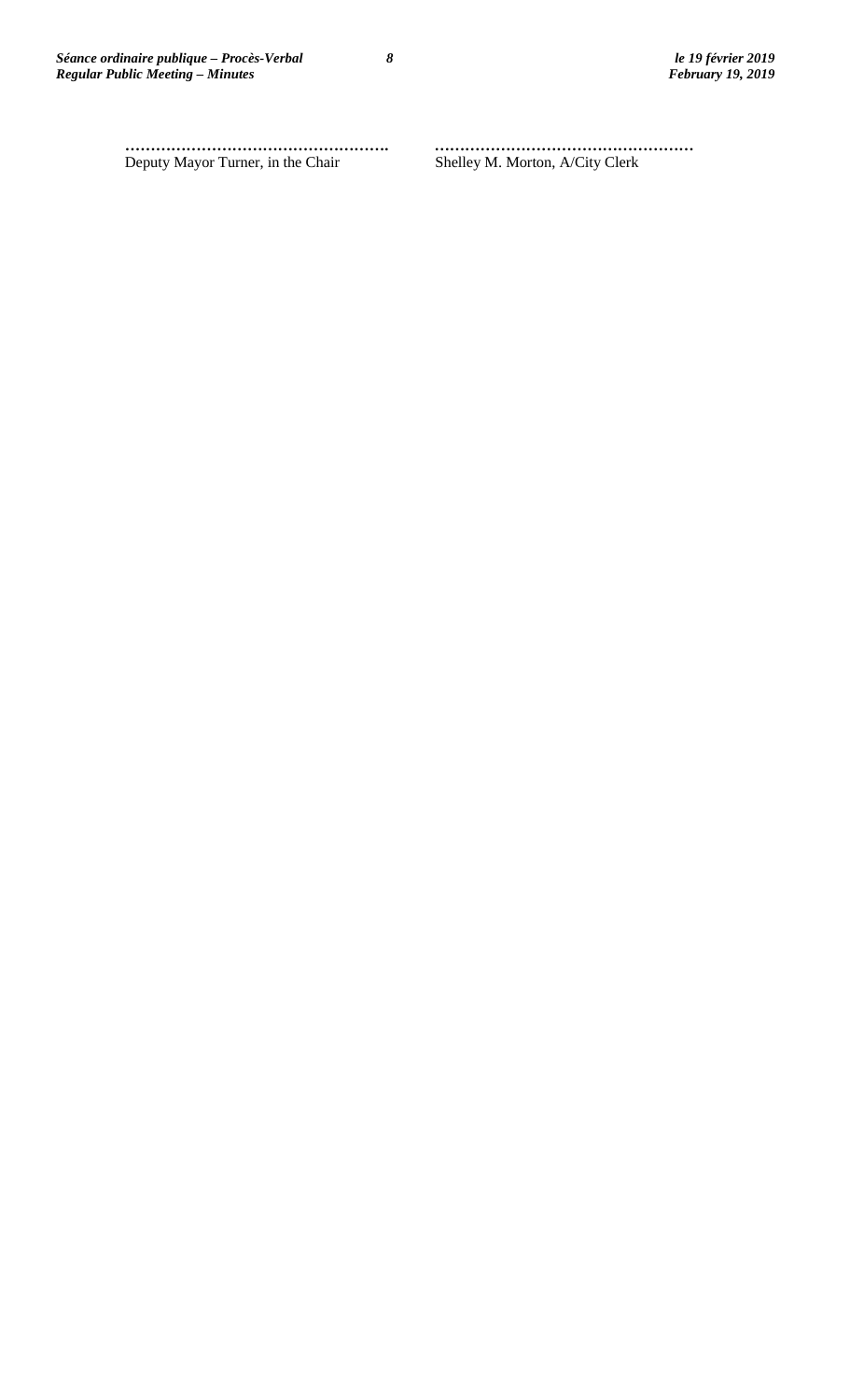……………………………………………. ……………………………………………

Deputy Mayor Turner, in the Chair Shelley M. Morton, A/City Clerk